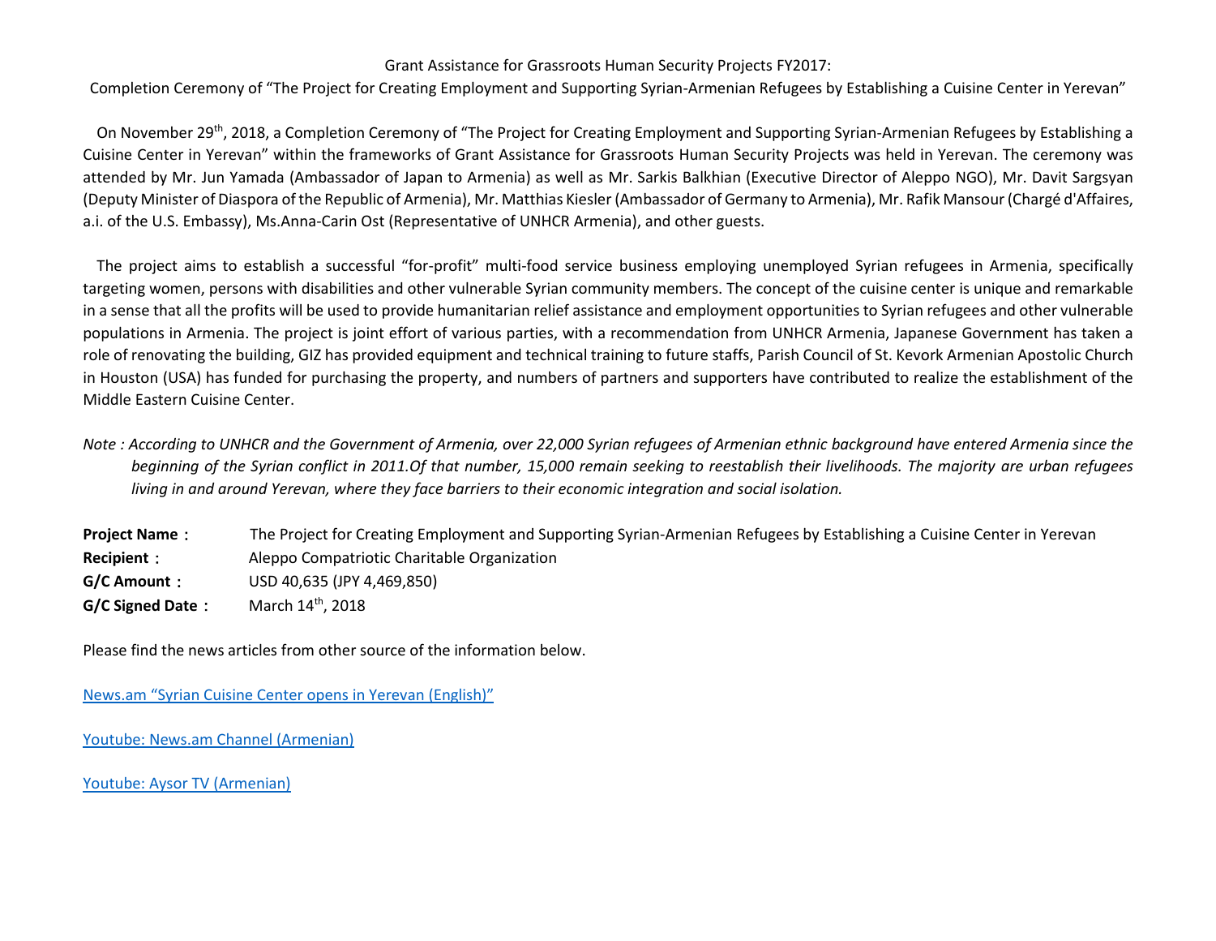Grant Assistance for Grassroots Human Security Projects FY2017:

Completion Ceremony of "The Project for Creating Employment and Supporting Syrian-Armenian Refugees by Establishing a Cuisine Center in Yerevan"

On November 29th, 2018, a Completion Ceremony of "The Project for Creating Employment and Supporting Syrian-Armenian Refugees by Establishing a Cuisine Center in Yerevan" within the frameworks of Grant Assistance for Grassroots Human Security Projects was held in Yerevan. The ceremony was attended by Mr. Jun Yamada (Ambassador of Japan to Armenia) as well as Mr. Sarkis Balkhian (Executive Director of Aleppo NGO), Mr. Davit Sargsyan (Deputy Minister of Diaspora of the Republic of Armenia), Mr. Matthias Kiesler (Ambassador of Germany to Armenia), Mr. Rafik Mansour (Chargé d'Affaires, a.i. of the U.S. Embassy), Ms.Anna-Carin Ost (Representative of UNHCR Armenia), and other guests.

The project aims to establish a successful "for-profit" multi-food service business employing unemployed Syrian refugees in Armenia, specifically targeting women, persons with disabilities and other vulnerable Syrian community members. The concept of the cuisine center is unique and remarkable in a sense that all the profits will be used to provide humanitarian relief assistance and employment opportunities to Syrian refugees and other vulnerable populations in Armenia. The project is joint effort of various parties, with a recommendation from UNHCR Armenia, Japanese Government has taken a role of renovating the building, GIZ has provided equipment and technical training to future staffs, Parish Council of St. Kevork Armenian Apostolic Church in Houston (USA) has funded for purchasing the property, and numbers of partners and supporters have contributed to realize the establishment of the Middle Eastern Cuisine Center.

*Note : According to UNHCR and the Government of Armenia, over 22,000 Syrian refugees of Armenian ethnic background have entered Armenia since the beginning of the Syrian conflict in 2011.Of that number, 15,000 remain seeking to reestablish their livelihoods. The majority are urban refugees living in and around Yerevan, where they face barriers to their economic integration and social isolation.*

**Project Name：** The Project for Creating Employment and Supporting Syrian-Armenian Refugees by Establishing a Cuisine Center in Yerevan

**Recipient：** Aleppo Compatriotic Charitable Organization

**G/C Amount：** USD 40,635 (JPY 4,469,850)

**G/C Signed Date：** March 14th, 2018

Please find the news articles from other source of the information below.

News.am "Syrian Cuisine Center opens in Yerevan (English)"

Youtube: News.am Channel (Armenian)

Youtube: Aysor TV (Armenian)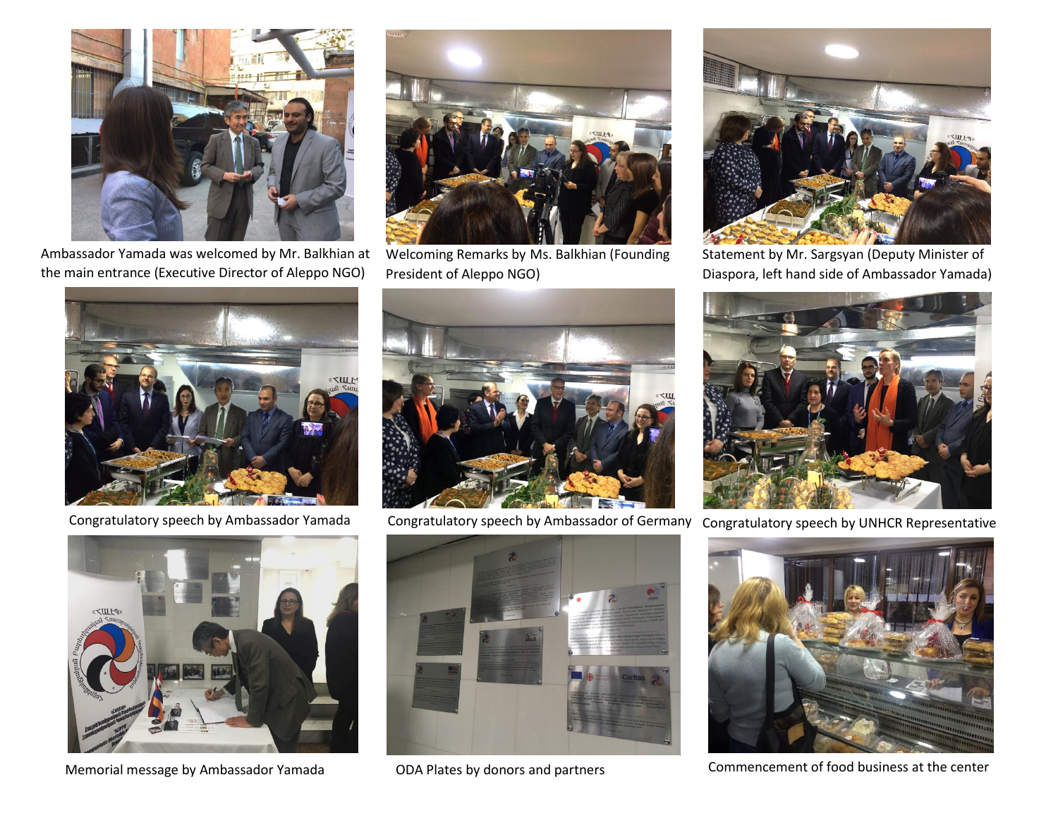Ambassador Yamada was welcomed by Mr. Balkhian at the main entrance (Executive Director of Aleppo NGO)

Welcoming Remarks by Ms. Balkhian (Founding President of Aleppo NGO)

Statement by Mr. Sargsyan (Deputy Minister of Diaspora, left hand side of Ambassador Yamada)

Congratulatory speech by Ambassador Yamada

Congratulatory speech by Ambassador of Germany

Congratulatory speech by UNHCR Representative

Memorial message by Ambassador Yamada

ODA Plates by donors and partners

Commencement of food business at the center